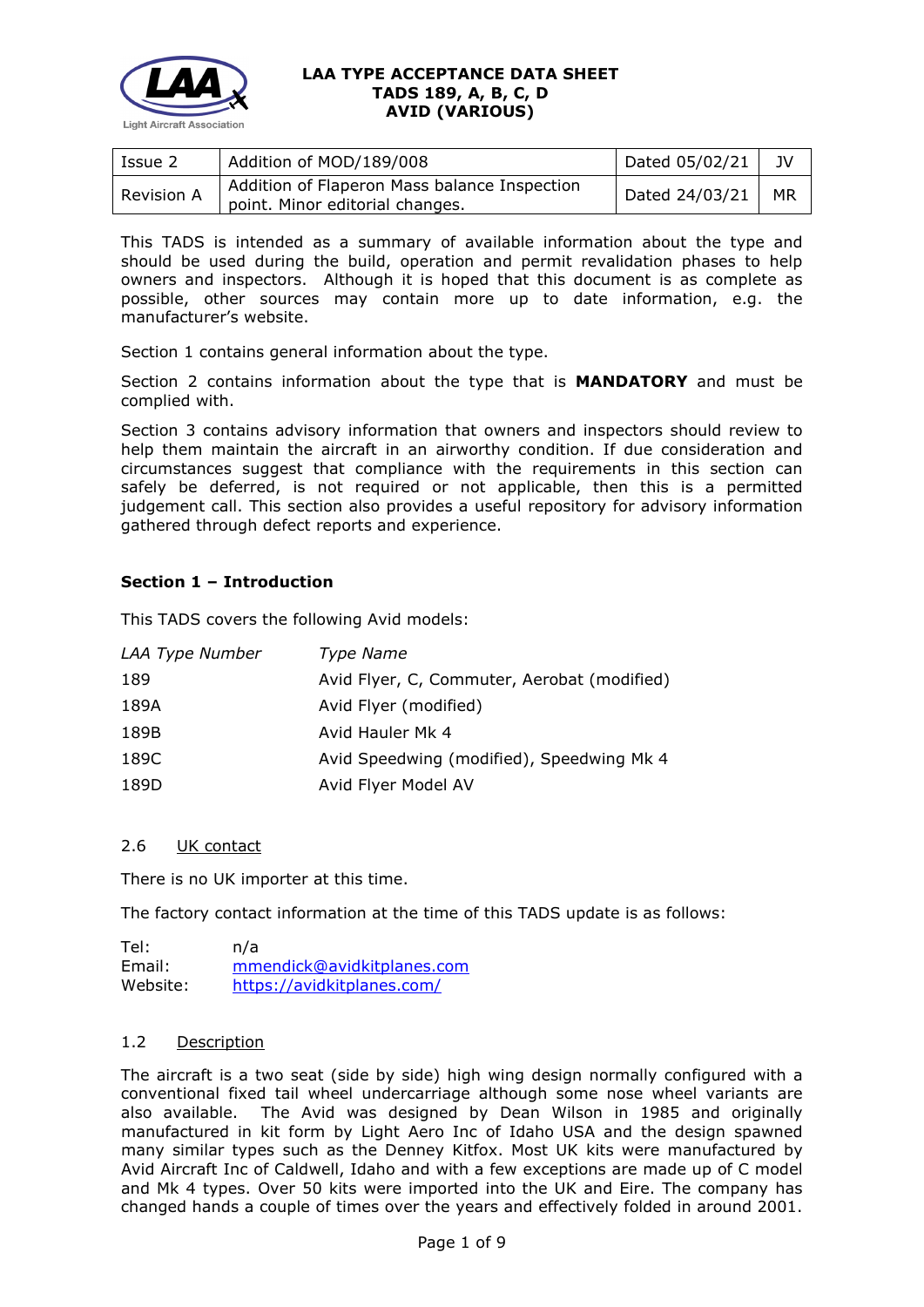# LAA TYPE ACCEPTANCE DATA SHEET
# TADS 189, A, B, C, D
# AVID (VARIOUS)

| Issue 2 | Addition of MOD/189/008 | Dated 05/02/21 | JV |
|---|---|---|---|
| Revision A | Addition of Flaperon Mass balance Inspection point. Minor editorial changes. | Dated 24/03/21 | MR |

This TADS is intended as a summary of available information about the type and should be used during the build, operation and permit revalidation phases to help owners and inspectors. Although it is hoped that this document is as complete as possible, other sources may contain more up to date information, e.g. the manufacturer's website.

Section 1 contains general information about the type.

Section 2 contains information about the type that is **MANDATORY** and must be complied with.

Section 3 contains advisory information that owners and inspectors should review to help them maintain the aircraft in an airworthy condition. If due consideration and circumstances suggest that compliance with the requirements in this section can safely be deferred, is not required or not applicable, then this is a permitted judgement call. This section also provides a useful repository for advisory information gathered through defect reports and experience.

## Section 1 – Introduction

This TADS covers the following Avid models:

| *LAA Type Number* | *Type Name* |
|---|---|
| 189 | Avid Flyer, C, Commuter, Aerobat (modified) |
| 189A | Avid Flyer (modified) |
| 189B | Avid Hauler Mk 4 |
| 189C | Avid Speedwing (modified), Speedwing Mk 4 |
| 189D | Avid Flyer Model AV |

### 2.6 UK contact

There is no UK importer at this time.

The factory contact information at the time of this TADS update is as follows:

Tel: n/a
Email: mmendick@avidkitplanes.com
Website: https://avidkitplanes.com/

### 1.2 Description

The aircraft is a two seat (side by side) high wing design normally configured with a conventional fixed tail wheel undercarriage although some nose wheel variants are also available. The Avid was designed by Dean Wilson in 1985 and originally manufactured in kit form by Light Aero Inc of Idaho USA and the design spawned many similar types such as the Denney Kitfox. Most UK kits were manufactured by Avid Aircraft Inc of Caldwell, Idaho and with a few exceptions are made up of C model and Mk 4 types. Over 50 kits were imported into the UK and Eire. The company has changed hands a couple of times over the years and effectively folded in around 2001.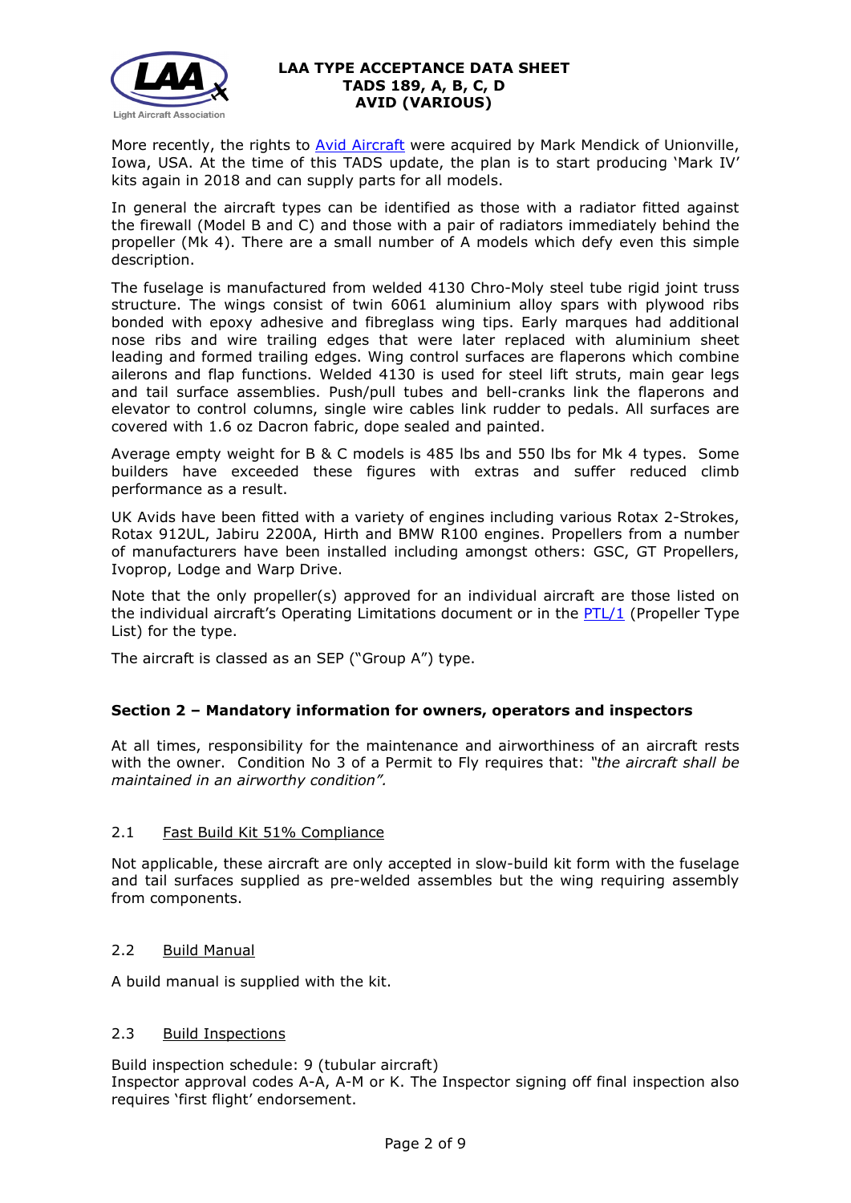More recently, the rights to Avid Aircraft were acquired by Mark Mendick of Unionville, Iowa, USA. At the time of this TADS update, the plan is to start producing 'Mark IV' kits again in 2018 and can supply parts for all models.

In general the aircraft types can be identified as those with a radiator fitted against the firewall (Model B and C) and those with a pair of radiators immediately behind the propeller (Mk 4). There are a small number of A models which defy even this simple description.

The fuselage is manufactured from welded 4130 Chro-Moly steel tube rigid joint truss structure. The wings consist of twin 6061 aluminium alloy spars with plywood ribs bonded with epoxy adhesive and fibreglass wing tips. Early marques had additional nose ribs and wire trailing edges that were later replaced with aluminium sheet leading and formed trailing edges. Wing control surfaces are flaperons which combine ailerons and flap functions. Welded 4130 is used for steel lift struts, main gear legs and tail surface assemblies. Push/pull tubes and bell-cranks link the flaperons and elevator to control columns, single wire cables link rudder to pedals. All surfaces are covered with 1.6 oz Dacron fabric, dope sealed and painted.

Average empty weight for B & C models is 485 lbs and 550 lbs for Mk 4 types. Some builders have exceeded these figures with extras and suffer reduced climb performance as a result.

UK Avids have been fitted with a variety of engines including various Rotax 2-Strokes, Rotax 912UL, Jabiru 2200A, Hirth and BMW R100 engines. Propellers from a number of manufacturers have been installed including amongst others: GSC, GT Propellers, Ivoprop, Lodge and Warp Drive.

Note that the only propeller(s) approved for an individual aircraft are those listed on the individual aircraft's Operating Limitations document or in the PTL/1 (Propeller Type List) for the type.

The aircraft is classed as an SEP ("Group A") type.

## Section 2 – Mandatory information for owners, operators and inspectors

At all times, responsibility for the maintenance and airworthiness of an aircraft rests with the owner. Condition No 3 of a Permit to Fly requires that: *"the aircraft shall be maintained in an airworthy condition".*

### 2.1 Fast Build Kit 51% Compliance

Not applicable, these aircraft are only accepted in slow-build kit form with the fuselage and tail surfaces supplied as pre-welded assembles but the wing requiring assembly from components.

### 2.2 Build Manual

A build manual is supplied with the kit.

### 2.3 Build Inspections

Build inspection schedule: 9 (tubular aircraft)
Inspector approval codes A-A, A-M or K. The Inspector signing off final inspection also requires 'first flight' endorsement.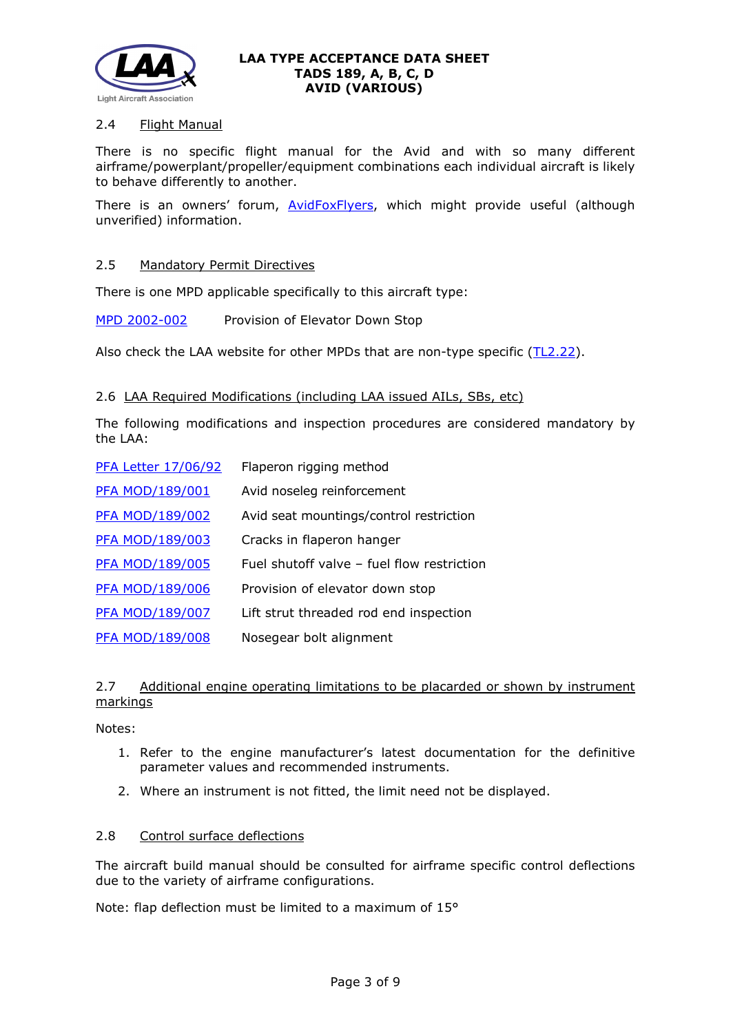### 2.4 Flight Manual

There is no specific flight manual for the Avid and with so many different airframe/powerplant/propeller/equipment combinations each individual aircraft is likely to behave differently to another.

There is an owners' forum, AvidFoxFlyers, which might provide useful (although unverified) information.

### 2.5 Mandatory Permit Directives

There is one MPD applicable specifically to this aircraft type:

MPD 2002-002 Provision of Elevator Down Stop

Also check the LAA website for other MPDs that are non-type specific (TL2.22).

### 2.6 LAA Required Modifications (including LAA issued AILs, SBs, etc)

The following modifications and inspection procedures are considered mandatory by the LAA:

| | |
|---|---|
| PFA Letter 17/06/92 | Flaperon rigging method |
| PFA MOD/189/001 | Avid noseleg reinforcement |
| PFA MOD/189/002 | Avid seat mountings/control restriction |
| PFA MOD/189/003 | Cracks in flaperon hanger |
| PFA MOD/189/005 | Fuel shutoff valve – fuel flow restriction |
| PFA MOD/189/006 | Provision of elevator down stop |
| PFA MOD/189/007 | Lift strut threaded rod end inspection |
| PFA MOD/189/008 | Nosegear bolt alignment |

### 2.7 Additional engine operating limitations to be placarded or shown by instrument markings

Notes:

1. Refer to the engine manufacturer's latest documentation for the definitive parameter values and recommended instruments.
2. Where an instrument is not fitted, the limit need not be displayed.

### 2.8 Control surface deflections

The aircraft build manual should be consulted for airframe specific control deflections due to the variety of airframe configurations.

Note: flap deflection must be limited to a maximum of 15°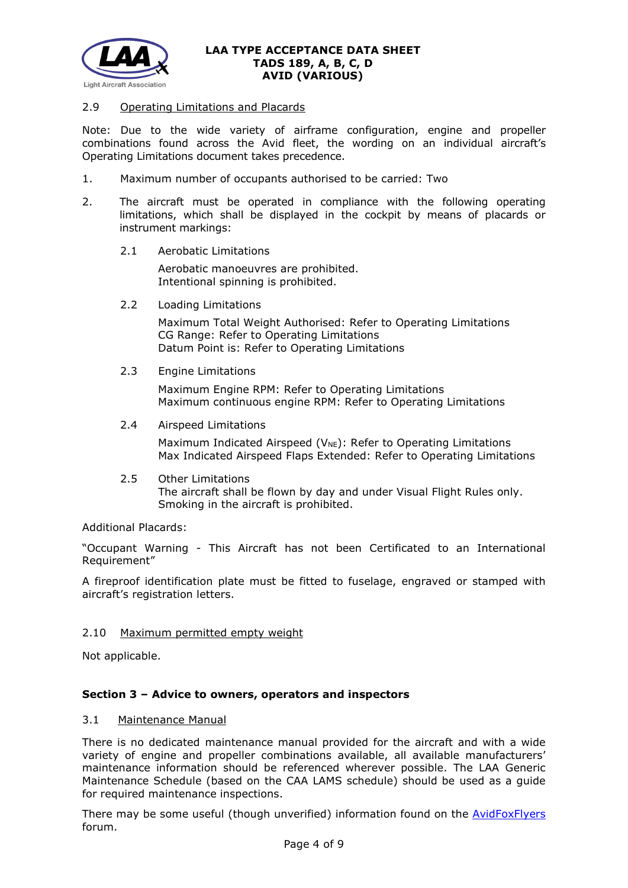### 2.9 Operating Limitations and Placards

Note: Due to the wide variety of airframe configuration, engine and propeller combinations found across the Avid fleet, the wording on an individual aircraft's Operating Limitations document takes precedence.

1. Maximum number of occupants authorised to be carried: Two

2. The aircraft must be operated in compliance with the following operating limitations, which shall be displayed in the cockpit by means of placards or instrument markings:

   2.1 Aerobatic Limitations

   Aerobatic manoeuvres are prohibited.
   Intentional spinning is prohibited.

   2.2 Loading Limitations

   Maximum Total Weight Authorised: Refer to Operating Limitations
   CG Range: Refer to Operating Limitations
   Datum Point is: Refer to Operating Limitations

   2.3 Engine Limitations

   Maximum Engine RPM: Refer to Operating Limitations
   Maximum continuous engine RPM: Refer to Operating Limitations

   2.4 Airspeed Limitations

   Maximum Indicated Airspeed ($V_{NE}$): Refer to Operating Limitations
   Max Indicated Airspeed Flaps Extended: Refer to Operating Limitations

   2.5 Other Limitations
   The aircraft shall be flown by day and under Visual Flight Rules only.
   Smoking in the aircraft is prohibited.

Additional Placards:

"Occupant Warning - This Aircraft has not been Certificated to an International Requirement"

A fireproof identification plate must be fitted to fuselage, engraved or stamped with aircraft's registration letters.

### 2.10 Maximum permitted empty weight

Not applicable.

## Section 3 – Advice to owners, operators and inspectors

### 3.1 Maintenance Manual

There is no dedicated maintenance manual provided for the aircraft and with a wide variety of engine and propeller combinations available, all available manufacturers' maintenance information should be referenced wherever possible. The LAA Generic Maintenance Schedule (based on the CAA LAMS schedule) should be used as a guide for required maintenance inspections.

There may be some useful (though unverified) information found on the AvidFoxFlyers forum.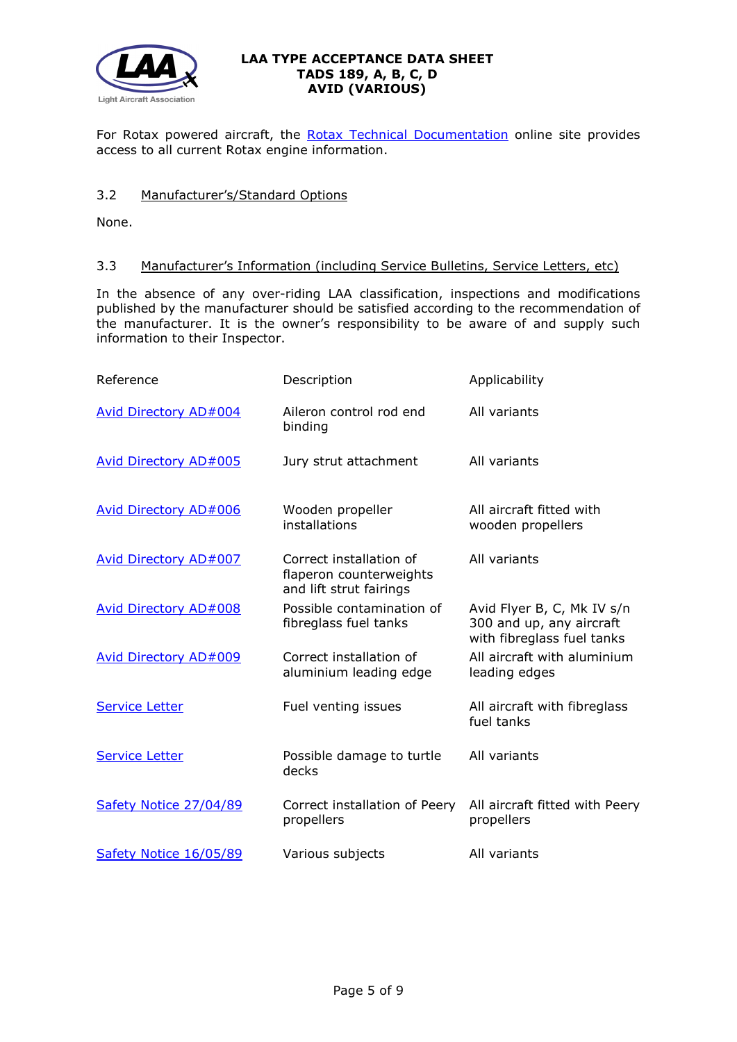For Rotax powered aircraft, the Rotax Technical Documentation online site provides access to all current Rotax engine information.

### 3.2 Manufacturer's/Standard Options

None.

### 3.3 Manufacturer's Information (including Service Bulletins, Service Letters, etc)

In the absence of any over-riding LAA classification, inspections and modifications published by the manufacturer should be satisfied according to the recommendation of the manufacturer. It is the owner's responsibility to be aware of and supply such information to their Inspector.

| Reference | Description | Applicability |
|---|---|---|
| Avid Directory AD#004 | Aileron control rod end binding | All variants |
| Avid Directory AD#005 | Jury strut attachment | All variants |
| Avid Directory AD#006 | Wooden propeller installations | All aircraft fitted with wooden propellers |
| Avid Directory AD#007 | Correct installation of flaperon counterweights and lift strut fairings | All variants |
| Avid Directory AD#008 | Possible contamination of fibreglass fuel tanks | Avid Flyer B, C, Mk IV s/n 300 and up, any aircraft with fibreglass fuel tanks |
| Avid Directory AD#009 | Correct installation of aluminium leading edge | All aircraft with aluminium leading edges |
| Service Letter | Fuel venting issues | All aircraft with fibreglass fuel tanks |
| Service Letter | Possible damage to turtle decks | All variants |
| Safety Notice 27/04/89 | Correct installation of Peery propellers | All aircraft fitted with Peery propellers |
| Safety Notice 16/05/89 | Various subjects | All variants |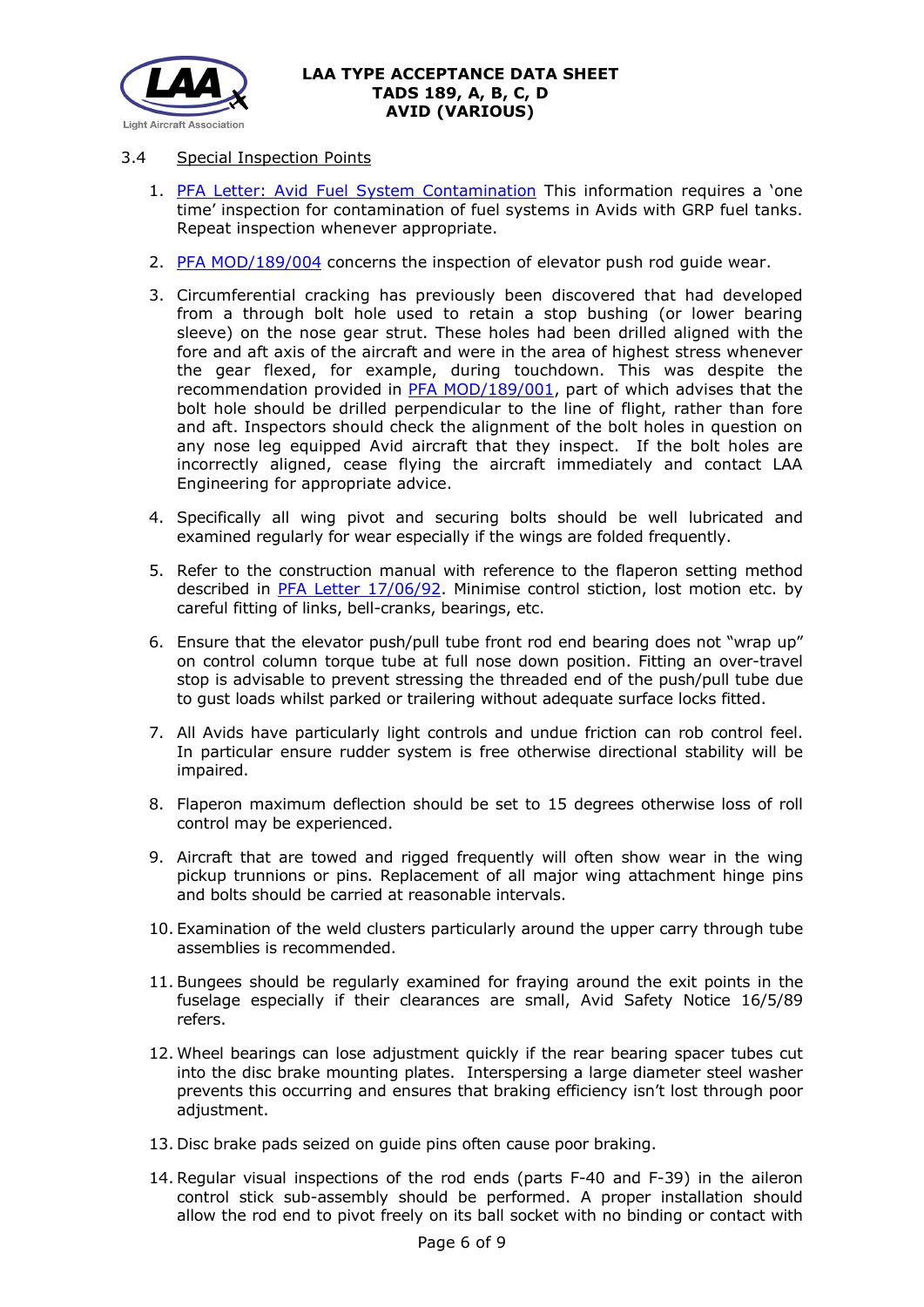### 3.4 Special Inspection Points

1. PFA Letter: Avid Fuel System Contamination This information requires a 'one time' inspection for contamination of fuel systems in Avids with GRP fuel tanks. Repeat inspection whenever appropriate.

2. PFA MOD/189/004 concerns the inspection of elevator push rod guide wear.

3. Circumferential cracking has previously been discovered that had developed from a through bolt hole used to retain a stop bushing (or lower bearing sleeve) on the nose gear strut. These holes had been drilled aligned with the fore and aft axis of the aircraft and were in the area of highest stress whenever the gear flexed, for example, during touchdown. This was despite the recommendation provided in PFA MOD/189/001, part of which advises that the bolt hole should be drilled perpendicular to the line of flight, rather than fore and aft. Inspectors should check the alignment of the bolt holes in question on any nose leg equipped Avid aircraft that they inspect. If the bolt holes are incorrectly aligned, cease flying the aircraft immediately and contact LAA Engineering for appropriate advice.

4. Specifically all wing pivot and securing bolts should be well lubricated and examined regularly for wear especially if the wings are folded frequently.

5. Refer to the construction manual with reference to the flaperon setting method described in PFA Letter 17/06/92. Minimise control stiction, lost motion etc. by careful fitting of links, bell-cranks, bearings, etc.

6. Ensure that the elevator push/pull tube front rod end bearing does not "wrap up" on control column torque tube at full nose down position. Fitting an over-travel stop is advisable to prevent stressing the threaded end of the push/pull tube due to gust loads whilst parked or trailering without adequate surface locks fitted.

7. All Avids have particularly light controls and undue friction can rob control feel. In particular ensure rudder system is free otherwise directional stability will be impaired.

8. Flaperon maximum deflection should be set to 15 degrees otherwise loss of roll control may be experienced.

9. Aircraft that are towed and rigged frequently will often show wear in the wing pickup trunnions or pins. Replacement of all major wing attachment hinge pins and bolts should be carried at reasonable intervals.

10. Examination of the weld clusters particularly around the upper carry through tube assemblies is recommended.

11. Bungees should be regularly examined for fraying around the exit points in the fuselage especially if their clearances are small, Avid Safety Notice 16/5/89 refers.

12. Wheel bearings can lose adjustment quickly if the rear bearing spacer tubes cut into the disc brake mounting plates. Interspersing a large diameter steel washer prevents this occurring and ensures that braking efficiency isn't lost through poor adjustment.

13. Disc brake pads seized on guide pins often cause poor braking.

14. Regular visual inspections of the rod ends (parts F-40 and F-39) in the aileron control stick sub-assembly should be performed. A proper installation should allow the rod end to pivot freely on its ball socket with no binding or contact with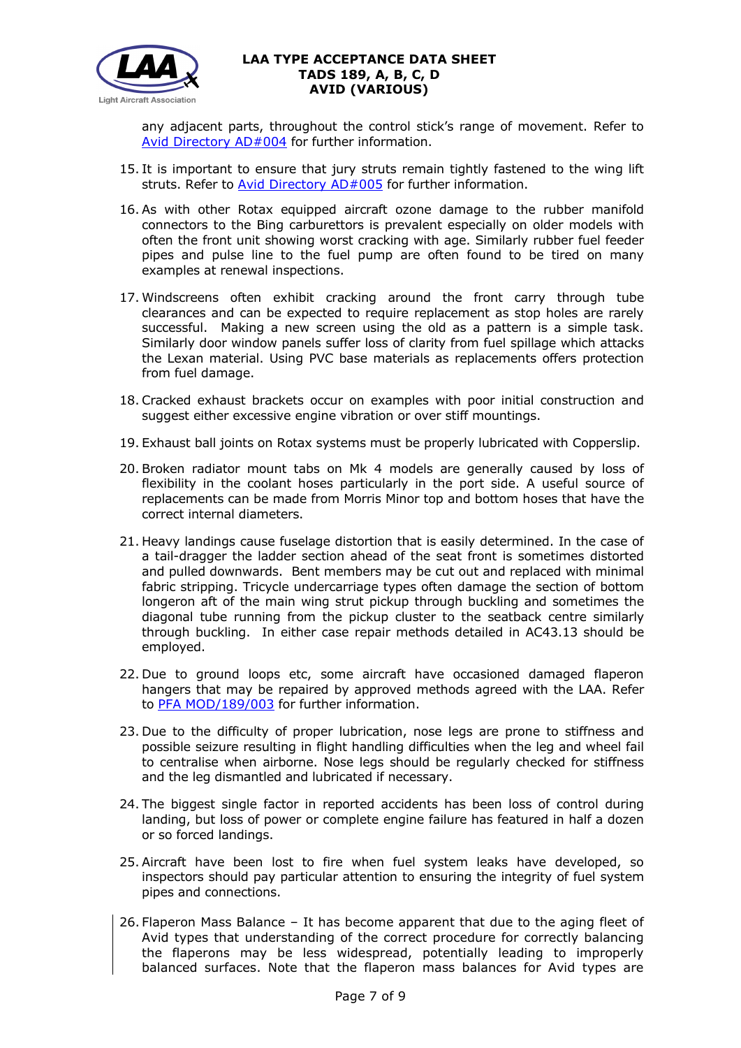any adjacent parts, throughout the control stick's range of movement. Refer to Avid Directory AD#004 for further information.

15. It is important to ensure that jury struts remain tightly fastened to the wing lift struts. Refer to Avid Directory AD#005 for further information.

16. As with other Rotax equipped aircraft ozone damage to the rubber manifold connectors to the Bing carburettors is prevalent especially on older models with often the front unit showing worst cracking with age. Similarly rubber fuel feeder pipes and pulse line to the fuel pump are often found to be tired on many examples at renewal inspections.

17. Windscreens often exhibit cracking around the front carry through tube clearances and can be expected to require replacement as stop holes are rarely successful. Making a new screen using the old as a pattern is a simple task. Similarly door window panels suffer loss of clarity from fuel spillage which attacks the Lexan material. Using PVC base materials as replacements offers protection from fuel damage.

18. Cracked exhaust brackets occur on examples with poor initial construction and suggest either excessive engine vibration or over stiff mountings.

19. Exhaust ball joints on Rotax systems must be properly lubricated with Copperslip.

20. Broken radiator mount tabs on Mk 4 models are generally caused by loss of flexibility in the coolant hoses particularly in the port side. A useful source of replacements can be made from Morris Minor top and bottom hoses that have the correct internal diameters.

21. Heavy landings cause fuselage distortion that is easily determined. In the case of a tail-dragger the ladder section ahead of the seat front is sometimes distorted and pulled downwards. Bent members may be cut out and replaced with minimal fabric stripping. Tricycle undercarriage types often damage the section of bottom longeron aft of the main wing strut pickup through buckling and sometimes the diagonal tube running from the pickup cluster to the seatback centre similarly through buckling. In either case repair methods detailed in AC43.13 should be employed.

22. Due to ground loops etc, some aircraft have occasioned damaged flaperon hangers that may be repaired by approved methods agreed with the LAA. Refer to PFA MOD/189/003 for further information.

23. Due to the difficulty of proper lubrication, nose legs are prone to stiffness and possible seizure resulting in flight handling difficulties when the leg and wheel fail to centralise when airborne. Nose legs should be regularly checked for stiffness and the leg dismantled and lubricated if necessary.

24. The biggest single factor in reported accidents has been loss of control during landing, but loss of power or complete engine failure has featured in half a dozen or so forced landings.

25. Aircraft have been lost to fire when fuel system leaks have developed, so inspectors should pay particular attention to ensuring the integrity of fuel system pipes and connections.

26. Flaperon Mass Balance – It has become apparent that due to the aging fleet of Avid types that understanding of the correct procedure for correctly balancing the flaperons may be less widespread, potentially leading to improperly balanced surfaces. Note that the flaperon mass balances for Avid types are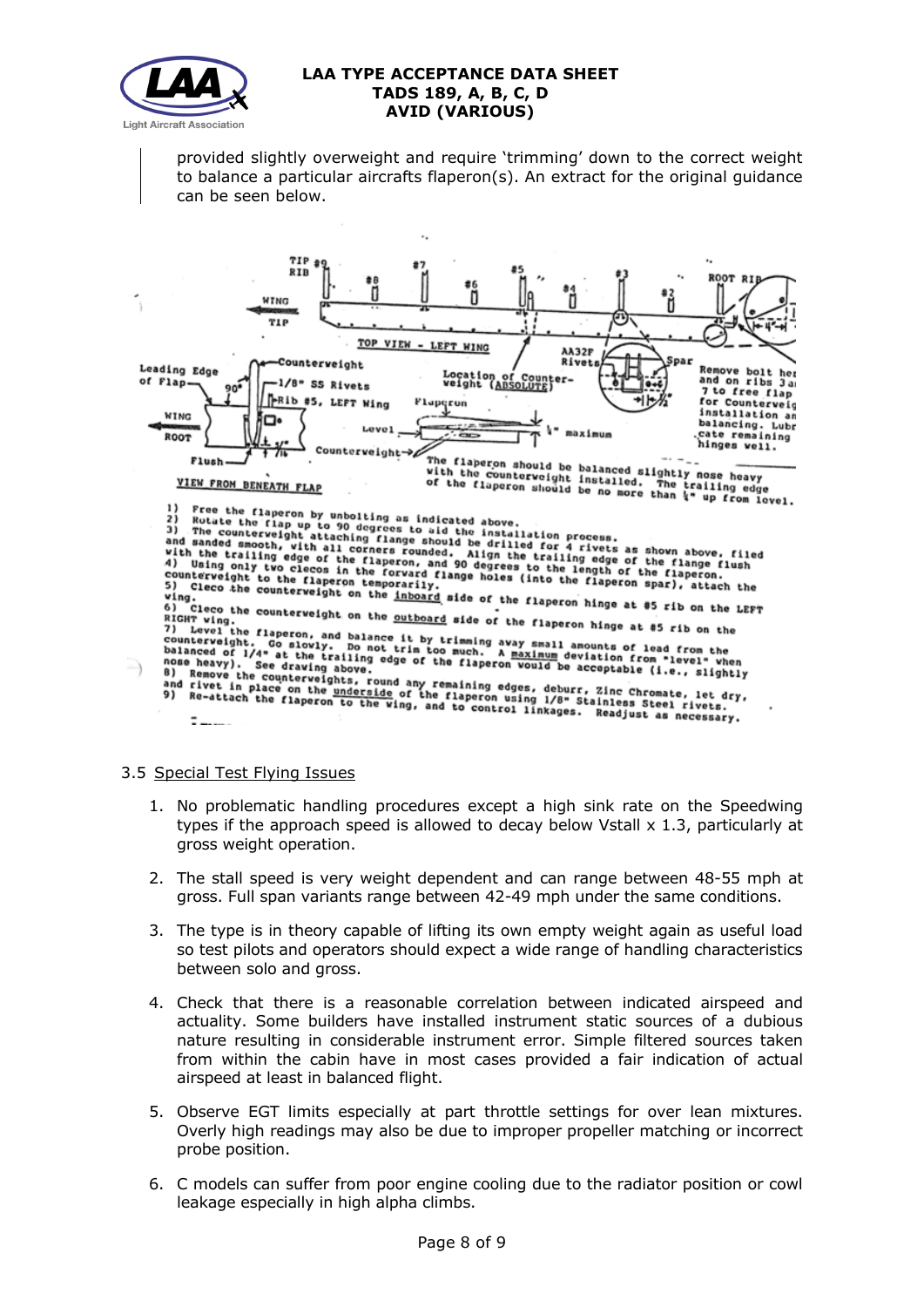provided slightly overweight and require 'trimming' down to the correct weight to balance a particular aircrafts flaperon(s). An extract for the original guidance can be seen below.

1) Free the flaperon by unbolting as indicated above.
2) Rotate the flap up to 90 degrees to aid the installation process.
3) The counterweight attaching flange should be drilled for 4 rivets as shown above, filed and sanded smooth, with all corners rounded. Align the trailing edge of the flange flush with the trailing edge of the flaperon, and 90 degrees to the length of the flaperon.
4) Using only two clecos in the forward flange holes (into the flaperon spar), attach the counterweight to the flaperon temporarily.
5) Cleco the counterweight on the inboard side of the flaperon hinge at #5 rib on the LEFT wing.
6) Cleco the counterweight on the outboard side of the flaperon hinge at #5 rib on the RIGHT wing.
7) Level the flaperon, and balance it by trimming away small amounts of lead from the counterweight. Go slowly. Do not trim too much. A maximum deviation from "level" when balanced of 1/4" at the trailing edge of the flaperon would be acceptable (i.e., slightly nose heavy). See drawing above.
8) Remove the counterweights, round any remaining edges, deburr, Zinc Chromate, let dry, and rivet in place on the underside of the flaperon using 1/8" Stainless Steel rivets.
9) Re-attach the flaperon to the wing, and to control linkages. Readjust as necessary.

### 3.5 Special Test Flying Issues

1. No problematic handling procedures except a high sink rate on the Speedwing types if the approach speed is allowed to decay below Vstall x 1.3, particularly at gross weight operation.
2. The stall speed is very weight dependent and can range between 48-55 mph at gross. Full span variants range between 42-49 mph under the same conditions.
3. The type is in theory capable of lifting its own empty weight again as useful load so test pilots and operators should expect a wide range of handling characteristics between solo and gross.
4. Check that there is a reasonable correlation between indicated airspeed and actuality. Some builders have installed instrument static sources of a dubious nature resulting in considerable instrument error. Simple filtered sources taken from within the cabin have in most cases provided a fair indication of actual airspeed at least in balanced flight.
5. Observe EGT limits especially at part throttle settings for over lean mixtures. Overly high readings may also be due to improper propeller matching or incorrect probe position.
6. C models can suffer from poor engine cooling due to the radiator position or cowl leakage especially in high alpha climbs.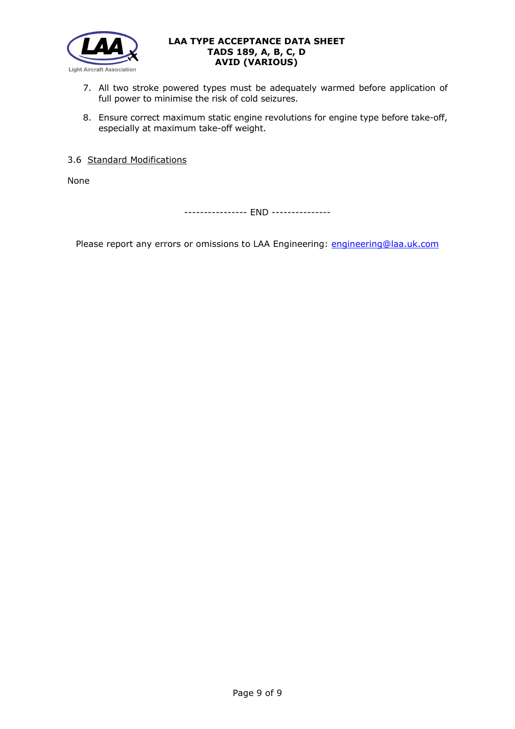7. All two stroke powered types must be adequately warmed before application of full power to minimise the risk of cold seizures.

8. Ensure correct maximum static engine revolutions for engine type before take-off, especially at maximum take-off weight.

### 3.6 Standard Modifications

None

--------------- END ---------------

Please report any errors or omissions to LAA Engineering: engineering@laa.uk.com